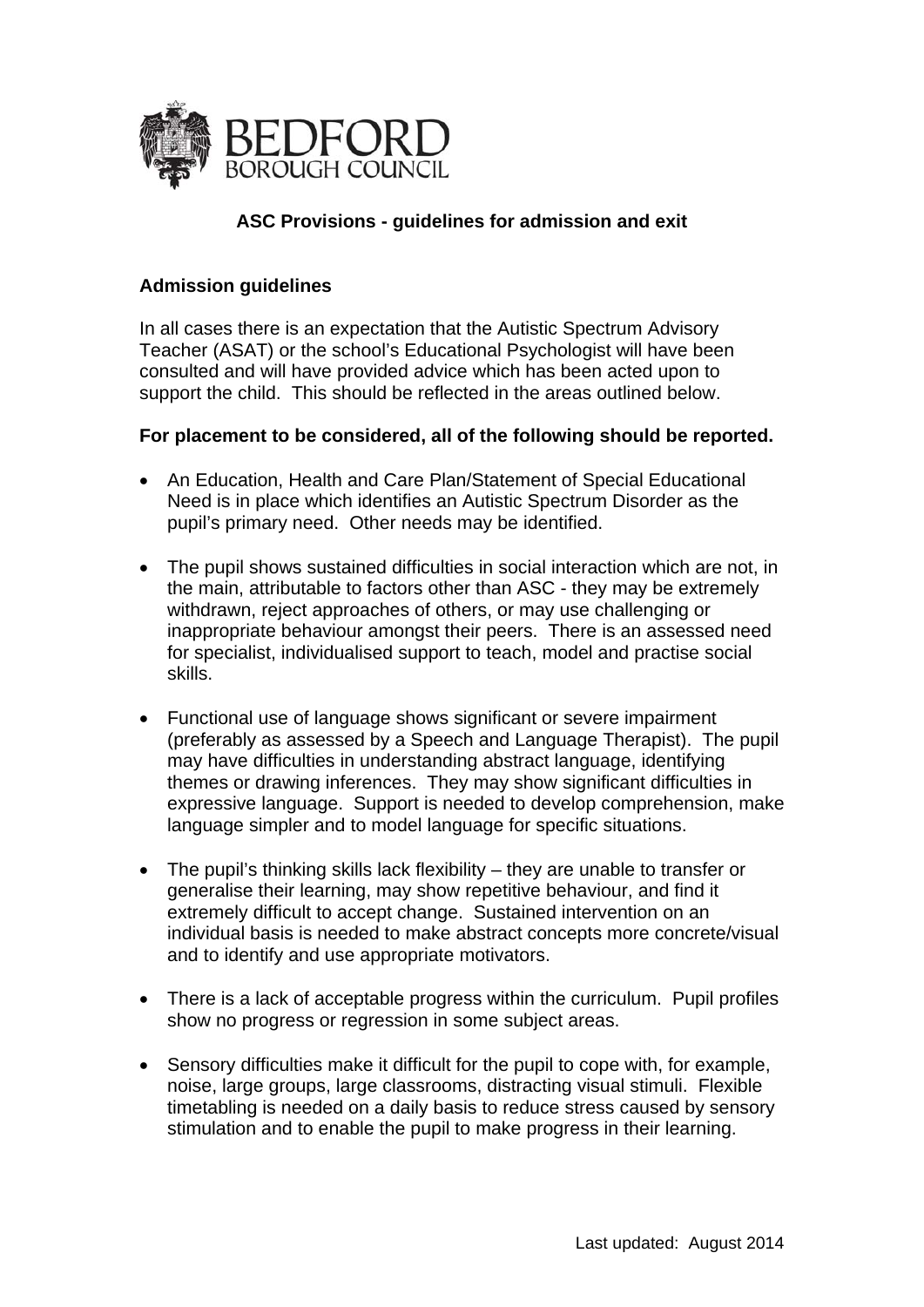BEDFORD
BOROUGH COUNCIL

# ASC Provisions - guidelines for admission and exit

## Admission guidelines

In all cases there is an expectation that the Autistic Spectrum Advisory Teacher (ASAT) or the school's Educational Psychologist will have been consulted and will have provided advice which has been acted upon to support the child. This should be reflected in the areas outlined below.

**For placement to be considered, all of the following should be reported.**

- An Education, Health and Care Plan/Statement of Special Educational Need is in place which identifies an Autistic Spectrum Disorder as the pupil's primary need. Other needs may be identified.
- The pupil shows sustained difficulties in social interaction which are not, in the main, attributable to factors other than ASC - they may be extremely withdrawn, reject approaches of others, or may use challenging or inappropriate behaviour amongst their peers. There is an assessed need for specialist, individualised support to teach, model and practise social skills.
- Functional use of language shows significant or severe impairment (preferably as assessed by a Speech and Language Therapist). The pupil may have difficulties in understanding abstract language, identifying themes or drawing inferences. They may show significant difficulties in expressive language. Support is needed to develop comprehension, make language simpler and to model language for specific situations.
- The pupil's thinking skills lack flexibility – they are unable to transfer or generalise their learning, may show repetitive behaviour, and find it extremely difficult to accept change. Sustained intervention on an individual basis is needed to make abstract concepts more concrete/visual and to identify and use appropriate motivators.
- There is a lack of acceptable progress within the curriculum. Pupil profiles show no progress or regression in some subject areas.
- Sensory difficulties make it difficult for the pupil to cope with, for example, noise, large groups, large classrooms, distracting visual stimuli. Flexible timetabling is needed on a daily basis to reduce stress caused by sensory stimulation and to enable the pupil to make progress in their learning.

Last updated: August 2014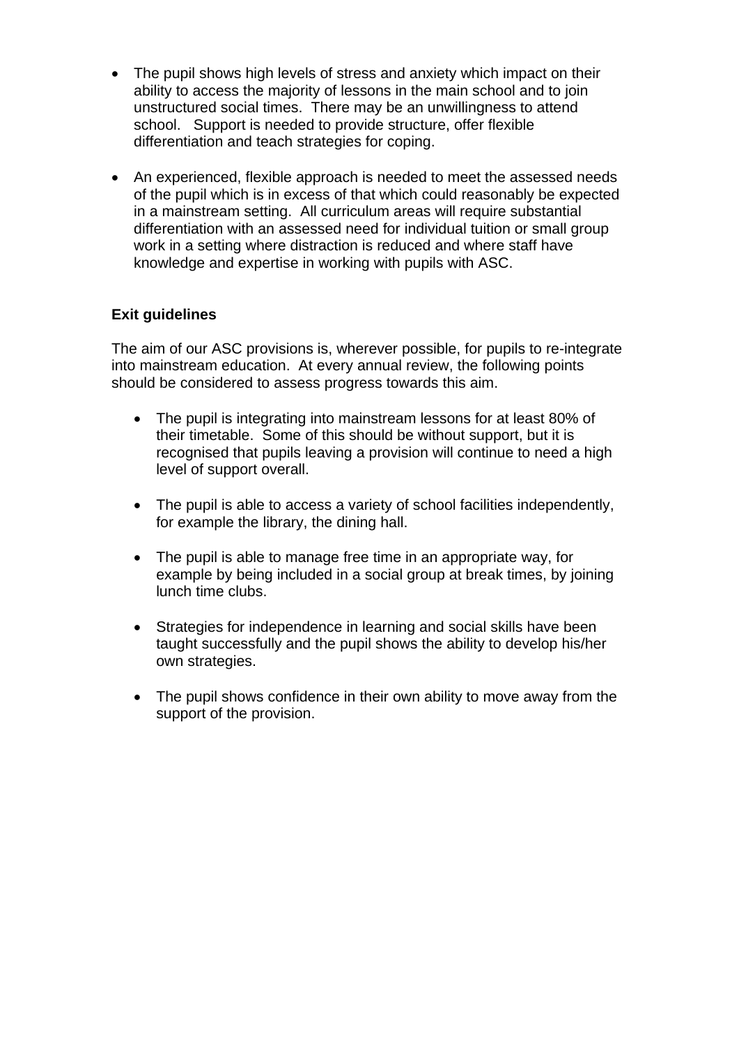- The pupil shows high levels of stress and anxiety which impact on their ability to access the majority of lessons in the main school and to join unstructured social times. There may be an unwillingness to attend school. Support is needed to provide structure, offer flexible differentiation and teach strategies for coping.

- An experienced, flexible approach is needed to meet the assessed needs of the pupil which is in excess of that which could reasonably be expected in a mainstream setting. All curriculum areas will require substantial differentiation with an assessed need for individual tuition or small group work in a setting where distraction is reduced and where staff have knowledge and expertise in working with pupils with ASC.

**Exit guidelines**

The aim of our ASC provisions is, wherever possible, for pupils to re-integrate into mainstream education. At every annual review, the following points should be considered to assess progress towards this aim.

- The pupil is integrating into mainstream lessons for at least 80% of their timetable. Some of this should be without support, but it is recognised that pupils leaving a provision will continue to need a high level of support overall.

- The pupil is able to access a variety of school facilities independently, for example the library, the dining hall.

- The pupil is able to manage free time in an appropriate way, for example by being included in a social group at break times, by joining lunch time clubs.

- Strategies for independence in learning and social skills have been taught successfully and the pupil shows the ability to develop his/her own strategies.

- The pupil shows confidence in their own ability to move away from the support of the provision.